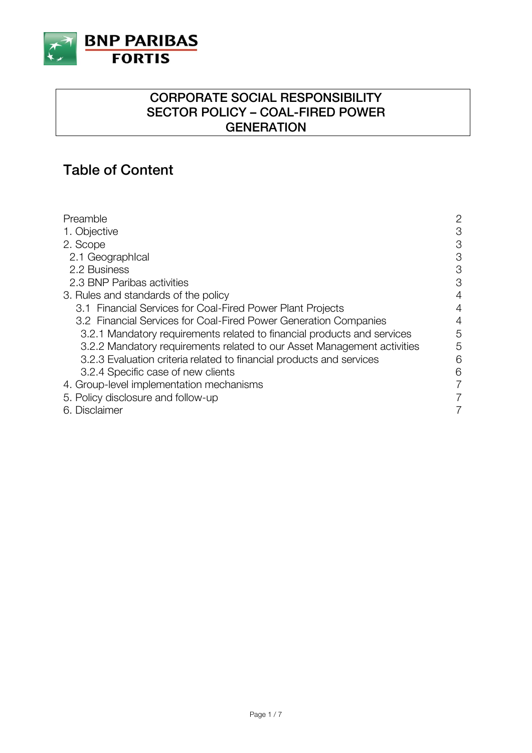BNP PARIBAS FORTIS

# CORPORATE SOCIAL RESPONSIBILITY SECTOR POLICY – COAL-FIRED POWER GENERATION

## Table of Content

| | |
|---|---|
| Preamble | 2 |
| 1. Objective | 3 |
| 2. Scope | 3 |
| 2.1 GeographIcal | 3 |
| 2.2 Business | 3 |
| 2.3 BNP Paribas activities | 3 |
| 3. Rules and standards of the policy | 4 |
| 3.1 Financial Services for Coal-Fired Power Plant Projects | 4 |
| 3.2 Financial Services for Coal-Fired Power Generation Companies | 4 |
| 3.2.1 Mandatory requirements related to financial products and services | 5 |
| 3.2.2 Mandatory requirements related to our Asset Management activities | 5 |
| 3.2.3 Evaluation criteria related to financial products and services | 6 |
| 3.2.4 Specific case of new clients | 6 |
| 4. Group-level implementation mechanisms | 7 |
| 5. Policy disclosure and follow-up | 7 |
| 6. Disclaimer | 7 |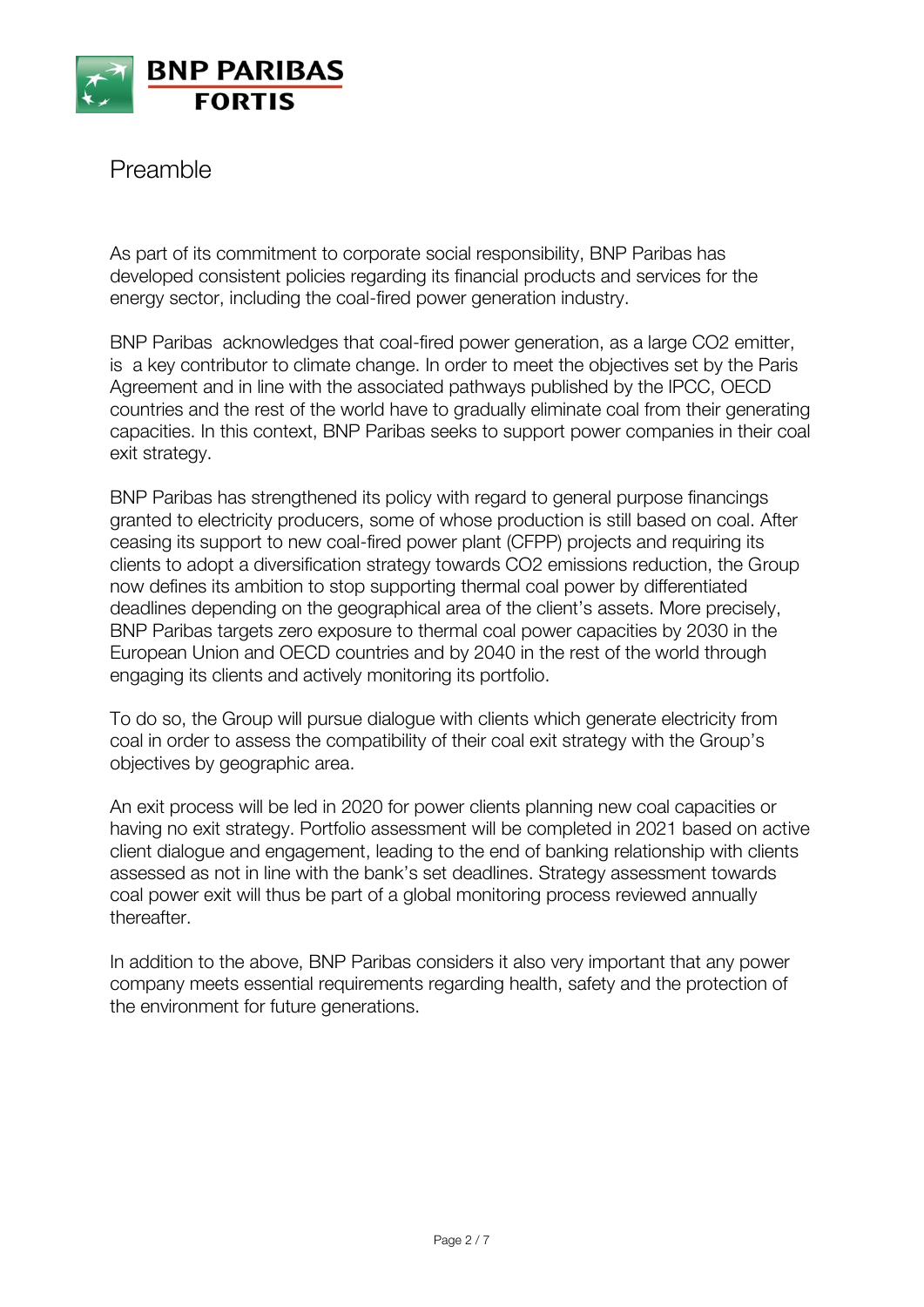# Preamble

As part of its commitment to corporate social responsibility, BNP Paribas has developed consistent policies regarding its financial products and services for the energy sector, including the coal-fired power generation industry.

BNP Paribas acknowledges that coal-fired power generation, as a large $CO_2$ emitter, is a key contributor to climate change. In order to meet the objectives set by the Paris Agreement and in line with the associated pathways published by the IPCC, OECD countries and the rest of the world have to gradually eliminate coal from their generating capacities. In this context, BNP Paribas seeks to support power companies in their coal exit strategy.

BNP Paribas has strengthened its policy with regard to general purpose financings granted to electricity producers, some of whose production is still based on coal. After ceasing its support to new coal-fired power plant (CFPP) projects and requiring its clients to adopt a diversification strategy towards $CO_2$ emissions reduction, the Group now defines its ambition to stop supporting thermal coal power by differentiated deadlines depending on the geographical area of the client's assets. More precisely, BNP Paribas targets zero exposure to thermal coal power capacities by 2030 in the European Union and OECD countries and by 2040 in the rest of the world through engaging its clients and actively monitoring its portfolio.

To do so, the Group will pursue dialogue with clients which generate electricity from coal in order to assess the compatibility of their coal exit strategy with the Group's objectives by geographic area.

An exit process will be led in 2020 for power clients planning new coal capacities or having no exit strategy. Portfolio assessment will be completed in 2021 based on active client dialogue and engagement, leading to the end of banking relationship with clients assessed as not in line with the bank's set deadlines. Strategy assessment towards coal power exit will thus be part of a global monitoring process reviewed annually thereafter.

In addition to the above, BNP Paribas considers it also very important that any power company meets essential requirements regarding health, safety and the protection of the environment for future generations.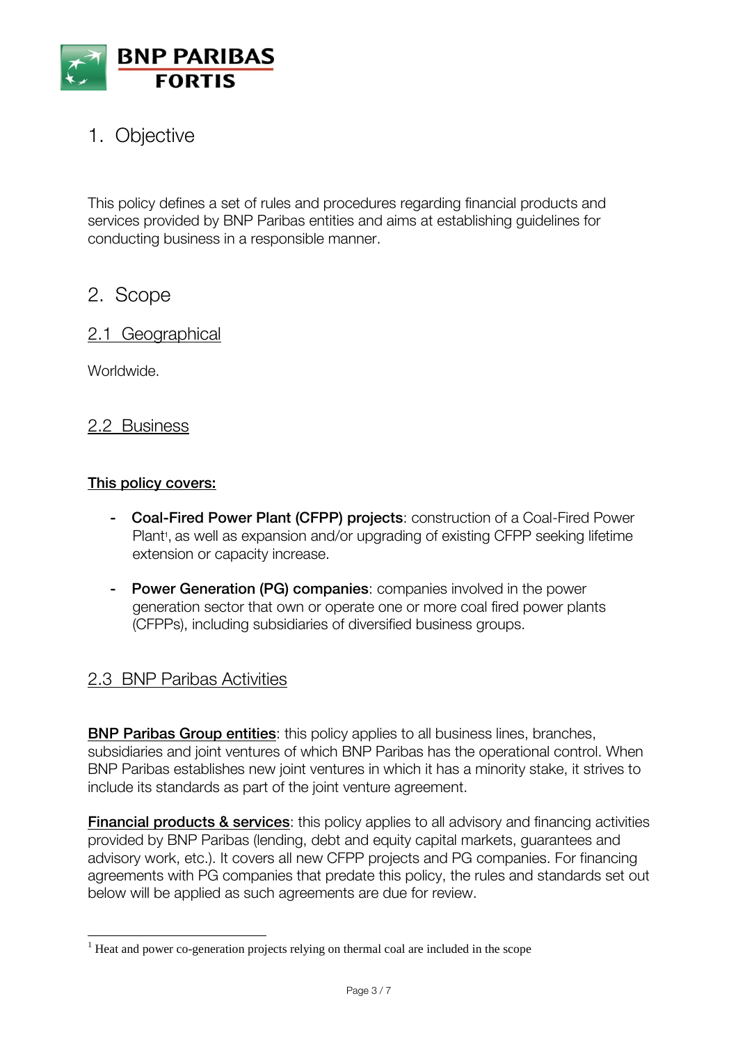# 1. Objective

This policy defines a set of rules and procedures regarding financial products and services provided by BNP Paribas entities and aims at establishing guidelines for conducting business in a responsible manner.

# 2. Scope

## 2.1 Geographical

Worldwide.

## 2.2 Business

**This policy covers:**

- **Coal-Fired Power Plant (CFPP) projects**: construction of a Coal-Fired Power Plant[1], as well as expansion and/or upgrading of existing CFPP seeking lifetime extension or capacity increase.
- **Power Generation (PG) companies**: companies involved in the power generation sector that own or operate one or more coal fired power plants (CFPPs), including subsidiaries of diversified business groups.

## 2.3 BNP Paribas Activities

**BNP Paribas Group entities**: this policy applies to all business lines, branches, subsidiaries and joint ventures of which BNP Paribas has the operational control. When BNP Paribas establishes new joint ventures in which it has a minority stake, it strives to include its standards as part of the joint venture agreement.

**Financial products & services**: this policy applies to all advisory and financing activities provided by BNP Paribas (lending, debt and equity capital markets, guarantees and advisory work, etc.). It covers all new CFPP projects and PG companies. For financing agreements with PG companies that predate this policy, the rules and standards set out below will be applied as such agreements are due for review.

[1] Heat and power co-generation projects relying on thermal coal are included in the scope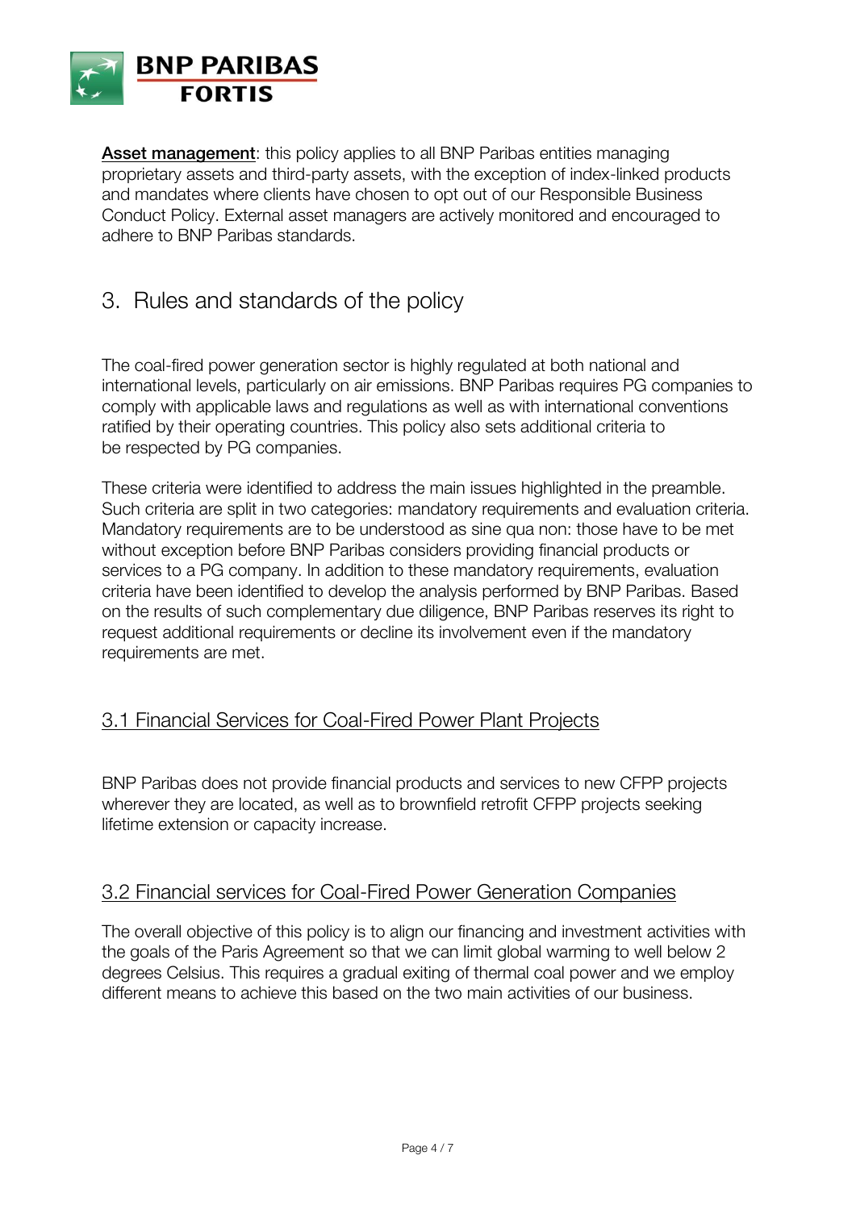**Asset management**: this policy applies to all BNP Paribas entities managing proprietary assets and third-party assets, with the exception of index-linked products and mandates where clients have chosen to opt out of our Responsible Business Conduct Policy. External asset managers are actively monitored and encouraged to adhere to BNP Paribas standards.

## 3. Rules and standards of the policy

The coal-fired power generation sector is highly regulated at both national and international levels, particularly on air emissions. BNP Paribas requires PG companies to comply with applicable laws and regulations as well as with international conventions ratified by their operating countries. This policy also sets additional criteria to be respected by PG companies.

These criteria were identified to address the main issues highlighted in the preamble. Such criteria are split in two categories: mandatory requirements and evaluation criteria. Mandatory requirements are to be understood as sine qua non: those have to be met without exception before BNP Paribas considers providing financial products or services to a PG company. In addition to these mandatory requirements, evaluation criteria have been identified to develop the analysis performed by BNP Paribas. Based on the results of such complementary due diligence, BNP Paribas reserves its right to request additional requirements or decline its involvement even if the mandatory requirements are met.

### 3.1 Financial Services for Coal-Fired Power Plant Projects

BNP Paribas does not provide financial products and services to new CFPP projects wherever they are located, as well as to brownfield retrofit CFPP projects seeking lifetime extension or capacity increase.

### 3.2 Financial services for Coal-Fired Power Generation Companies

The overall objective of this policy is to align our financing and investment activities with the goals of the Paris Agreement so that we can limit global warming to well below 2 degrees Celsius. This requires a gradual exiting of thermal coal power and we employ different means to achieve this based on the two main activities of our business.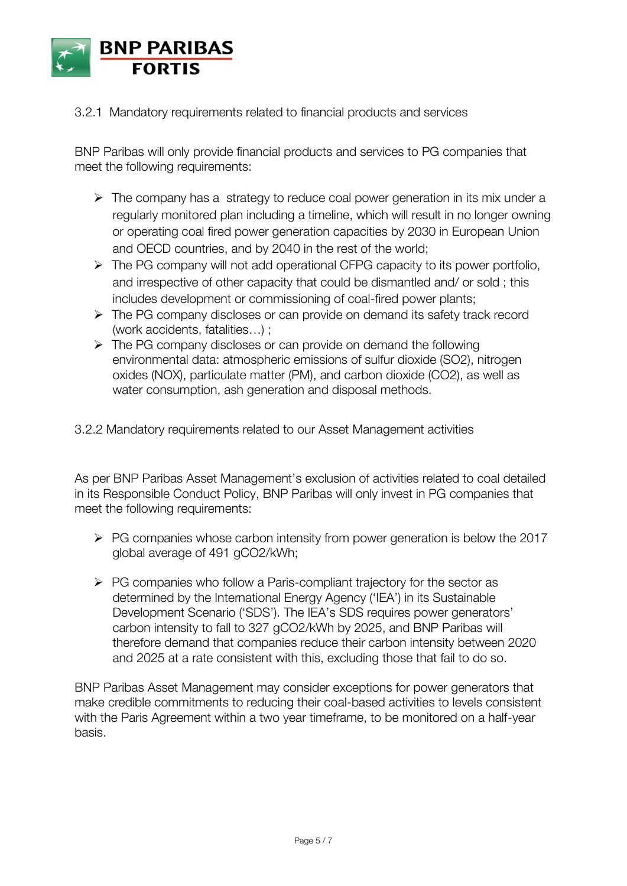### 3.2.1 Mandatory requirements related to financial products and services

BNP Paribas will only provide financial products and services to PG companies that meet the following requirements:

- The company has a strategy to reduce coal power generation in its mix under a regularly monitored plan including a timeline, which will result in no longer owning or operating coal fired power generation capacities by 2030 in European Union and OECD countries, and by 2040 in the rest of the world;
- The PG company will not add operational CFPG capacity to its power portfolio, and irrespective of other capacity that could be dismantled and/ or sold ; this includes development or commissioning of coal-fired power plants;
- The PG company discloses or can provide on demand its safety track record (work accidents, fatalities…) ;
- The PG company discloses or can provide on demand the following environmental data: atmospheric emissions of sulfur dioxide ($SO_2$), nitrogen oxides ($NO_X$), particulate matter (PM), and carbon dioxide ($CO_2$), as well as water consumption, ash generation and disposal methods.

### 3.2.2 Mandatory requirements related to our Asset Management activities

As per BNP Paribas Asset Management's exclusion of activities related to coal detailed in its Responsible Conduct Policy, BNP Paribas will only invest in PG companies that meet the following requirements:

- PG companies whose carbon intensity from power generation is below the 2017 global average of 491 $gCO_2/kWh$;
- PG companies who follow a Paris-compliant trajectory for the sector as determined by the International Energy Agency ('IEA') in its Sustainable Development Scenario ('SDS'). The IEA's SDS requires power generators' carbon intensity to fall to 327 $gCO_2/kWh$ by 2025, and BNP Paribas will therefore demand that companies reduce their carbon intensity between 2020 and 2025 at a rate consistent with this, excluding those that fail to do so.

BNP Paribas Asset Management may consider exceptions for power generators that make credible commitments to reducing their coal-based activities to levels consistent with the Paris Agreement within a two year timeframe, to be monitored on a half-year basis.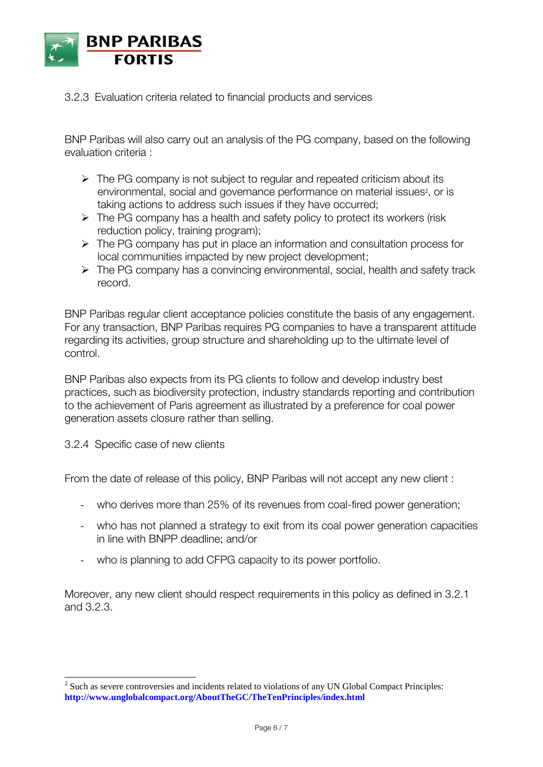### 3.2.3 Evaluation criteria related to financial products and services

BNP Paribas will also carry out an analysis of the PG company, based on the following evaluation criteria :

- The PG company is not subject to regular and repeated criticism about its environmental, social and governance performance on material issues[2], or is taking actions to address such issues if they have occurred;
- The PG company has a health and safety policy to protect its workers (risk reduction policy, training program);
- The PG company has put in place an information and consultation process for local communities impacted by new project development;
- The PG company has a convincing environmental, social, health and safety track record.

BNP Paribas regular client acceptance policies constitute the basis of any engagement. For any transaction, BNP Paribas requires PG companies to have a transparent attitude regarding its activities, group structure and shareholding up to the ultimate level of control.

BNP Paribas also expects from its PG clients to follow and develop industry best practices, such as biodiversity protection, industry standards reporting and contribution to the achievement of Paris agreement as illustrated by a preference for coal power generation assets closure rather than selling.

### 3.2.4 Specific case of new clients

From the date of release of this policy, BNP Paribas will not accept any new client :

- who derives more than 25% of its revenues from coal-fired power generation;
- who has not planned a strategy to exit from its coal power generation capacities in line with BNPP deadline; and/or
- who is planning to add CFPG capacity to its power portfolio.

Moreover, any new client should respect requirements in this policy as defined in 3.2.1 and 3.2.3.

---

[2] Such as severe controversies and incidents related to violations of any UN Global Compact Principles: **http://www.unglobalcompact.org/AboutTheGC/TheTenPrinciples/index.html**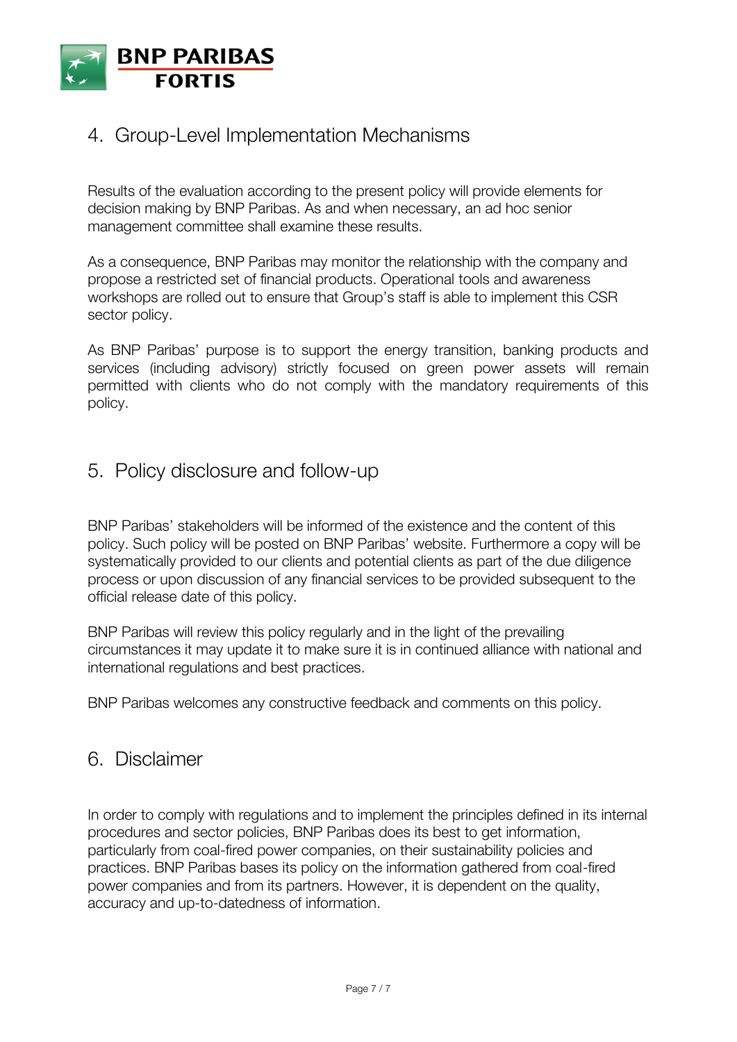## 4. Group-Level Implementation Mechanisms

Results of the evaluation according to the present policy will provide elements for decision making by BNP Paribas. As and when necessary, an ad hoc senior management committee shall examine these results.

As a consequence, BNP Paribas may monitor the relationship with the company and propose a restricted set of financial products. Operational tools and awareness workshops are rolled out to ensure that Group's staff is able to implement this CSR sector policy.

As BNP Paribas' purpose is to support the energy transition, banking products and services (including advisory) strictly focused on green power assets will remain permitted with clients who do not comply with the mandatory requirements of this policy.

## 5. Policy disclosure and follow-up

BNP Paribas' stakeholders will be informed of the existence and the content of this policy. Such policy will be posted on BNP Paribas' website. Furthermore a copy will be systematically provided to our clients and potential clients as part of the due diligence process or upon discussion of any financial services to be provided subsequent to the official release date of this policy.

BNP Paribas will review this policy regularly and in the light of the prevailing circumstances it may update it to make sure it is in continued alliance with national and international regulations and best practices.

BNP Paribas welcomes any constructive feedback and comments on this policy.

## 6. Disclaimer

In order to comply with regulations and to implement the principles defined in its internal procedures and sector policies, BNP Paribas does its best to get information, particularly from coal-fired power companies, on their sustainability policies and practices. BNP Paribas bases its policy on the information gathered from coal-fired power companies and from its partners. However, it is dependent on the quality, accuracy and up-to-datedness of information.